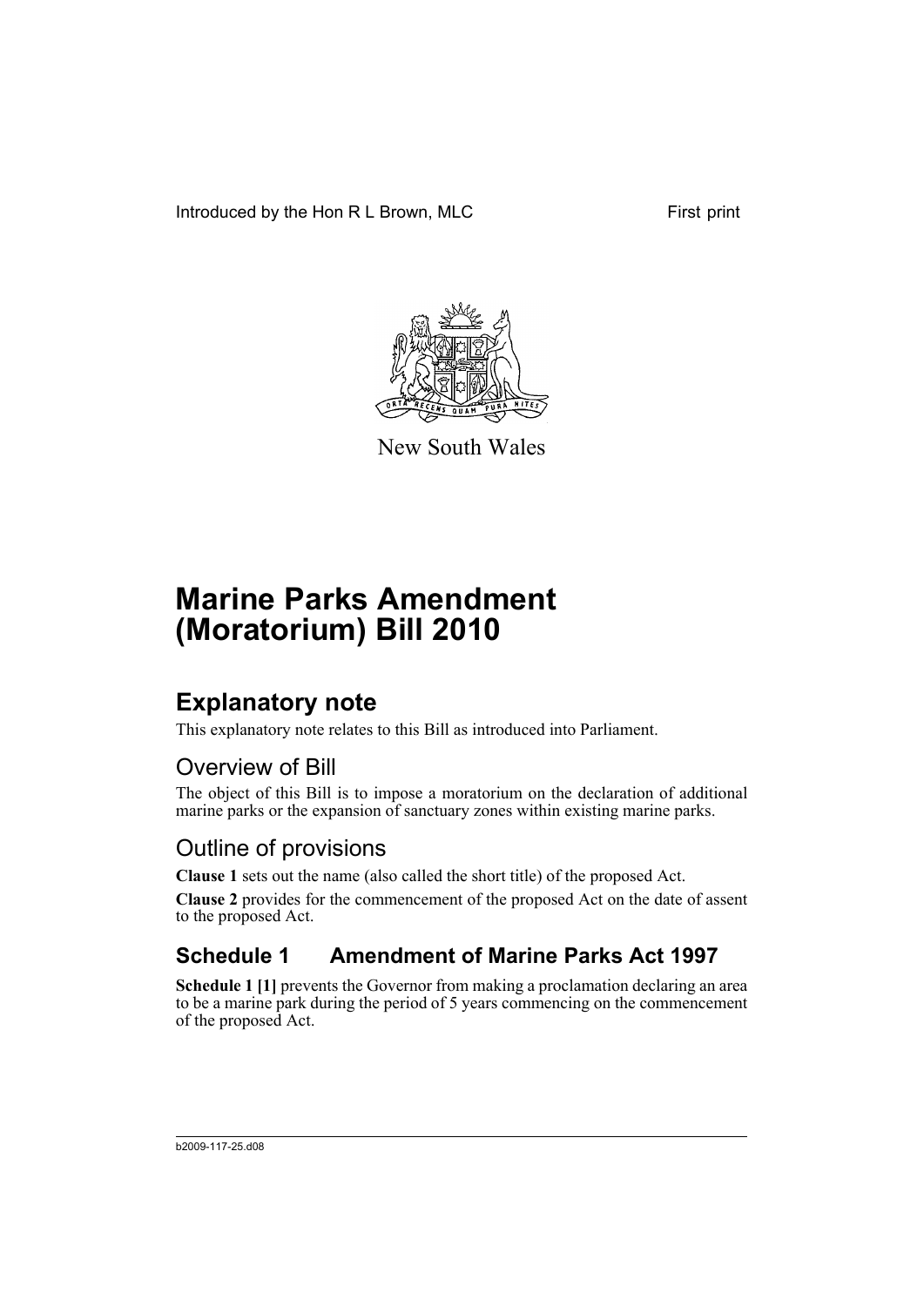Introduced by the Hon R L Brown, MLC First print

New South Wales

# Marine Parks Amendment (Moratorium) Bill 2010

## Explanatory note

This explanatory note relates to this Bill as introduced into Parliament.

### Overview of Bill

The object of this Bill is to impose a moratorium on the declaration of additional marine parks or the expansion of sanctuary zones within existing marine parks.

### Outline of provisions

**Clause 1** sets out the name (also called the short title) of the proposed Act.

**Clause 2** provides for the commencement of the proposed Act on the date of assent to the proposed Act.

## Schedule 1 Amendment of Marine Parks Act 1997

**Schedule 1 [1]** prevents the Governor from making a proclamation declaring an area to be a marine park during the period of 5 years commencing on the commencement of the proposed Act.

b2009-117-25.d08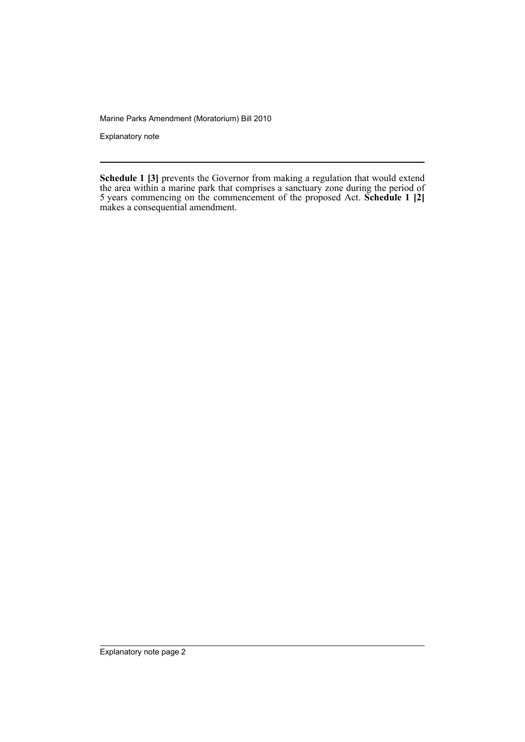**Schedule 1 [3]** prevents the Governor from making a regulation that would extend the area within a marine park that comprises a sanctuary zone during the period of 5 years commencing on the commencement of the proposed Act. **Schedule 1 [2]** makes a consequential amendment.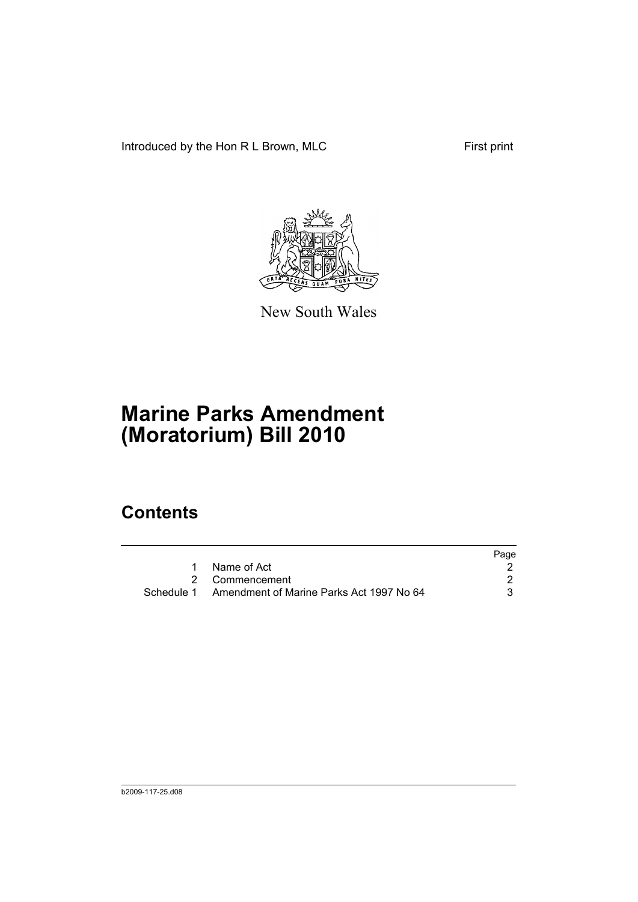Introduced by the Hon R L Brown, MLC

First print

New South Wales

# Marine Parks Amendment (Moratorium) Bill 2010

## Contents

| | | Page |
|---|---|---|
| 1 | Name of Act | 2 |
| 2 | Commencement | 2 |
| Schedule 1 | Amendment of Marine Parks Act 1997 No 64 | 3 |

b2009-117-25.d08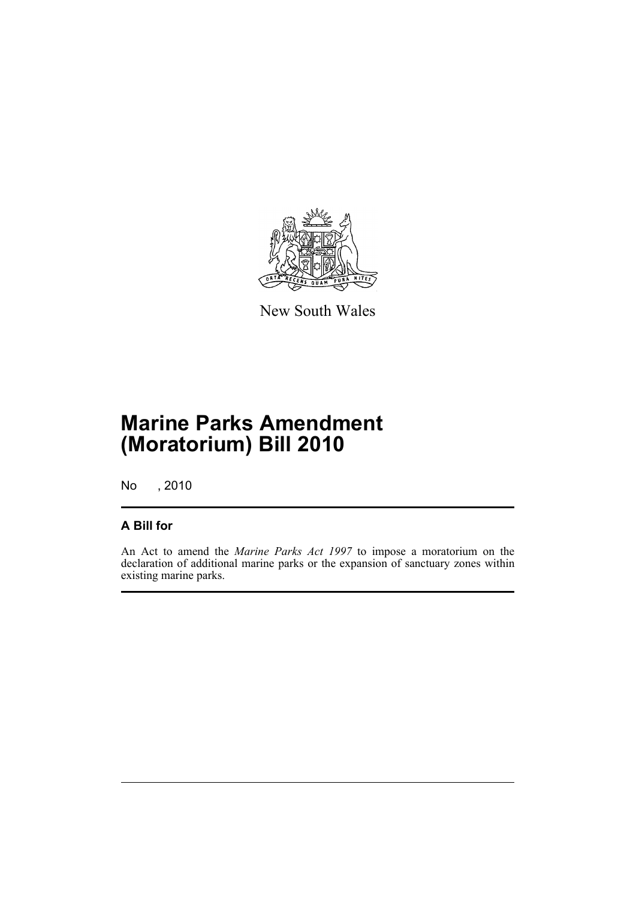New South Wales

# Marine Parks Amendment (Moratorium) Bill 2010

No , 2010

## A Bill for

An Act to amend the *Marine Parks Act 1997* to impose a moratorium on the declaration of additional marine parks or the expansion of sanctuary zones within existing marine parks.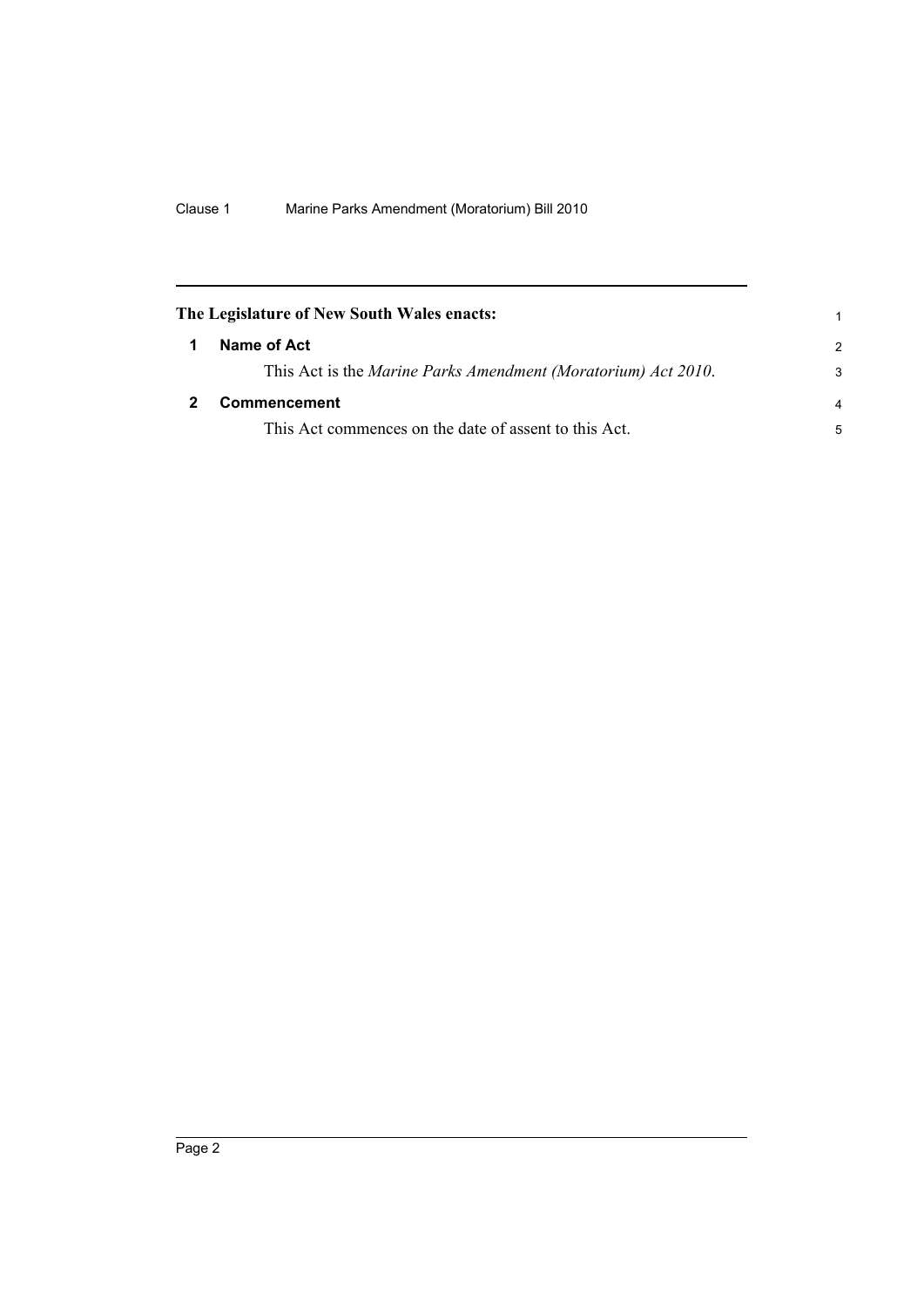**The Legislature of New South Wales enacts:**

## 1 Name of Act

This Act is the *Marine Parks Amendment (Moratorium) Act 2010*.

## 2 Commencement

This Act commences on the date of assent to this Act.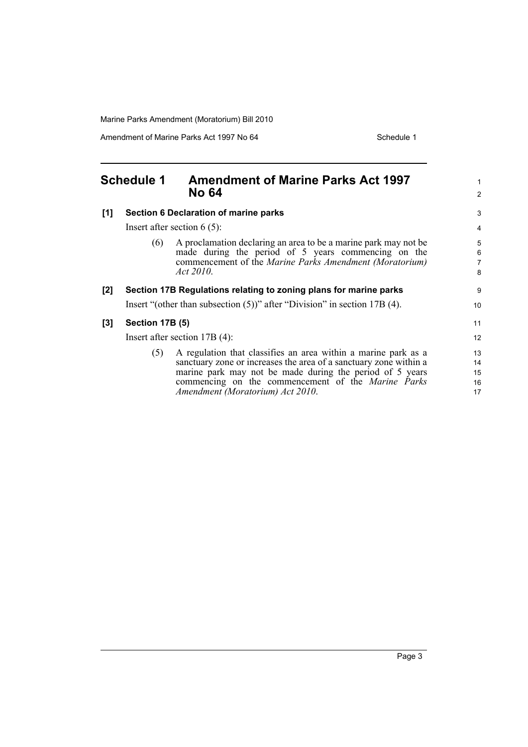# Schedule 1 Amendment of Marine Parks Act 1997 No 64

**[1] Section 6 Declaration of marine parks**

Insert after section 6 (5):

(6) A proclamation declaring an area to be a marine park may not be made during the period of 5 years commencing on the commencement of the *Marine Parks Amendment (Moratorium) Act 2010*.

**[2] Section 17B Regulations relating to zoning plans for marine parks**

Insert "(other than subsection (5))" after "Division" in section 17B (4).

**[3] Section 17B (5)**

Insert after section 17B (4):

(5) A regulation that classifies an area within a marine park as a sanctuary zone or increases the area of a sanctuary zone within a marine park may not be made during the period of 5 years commencing on the commencement of the *Marine Parks Amendment (Moratorium) Act 2010*.